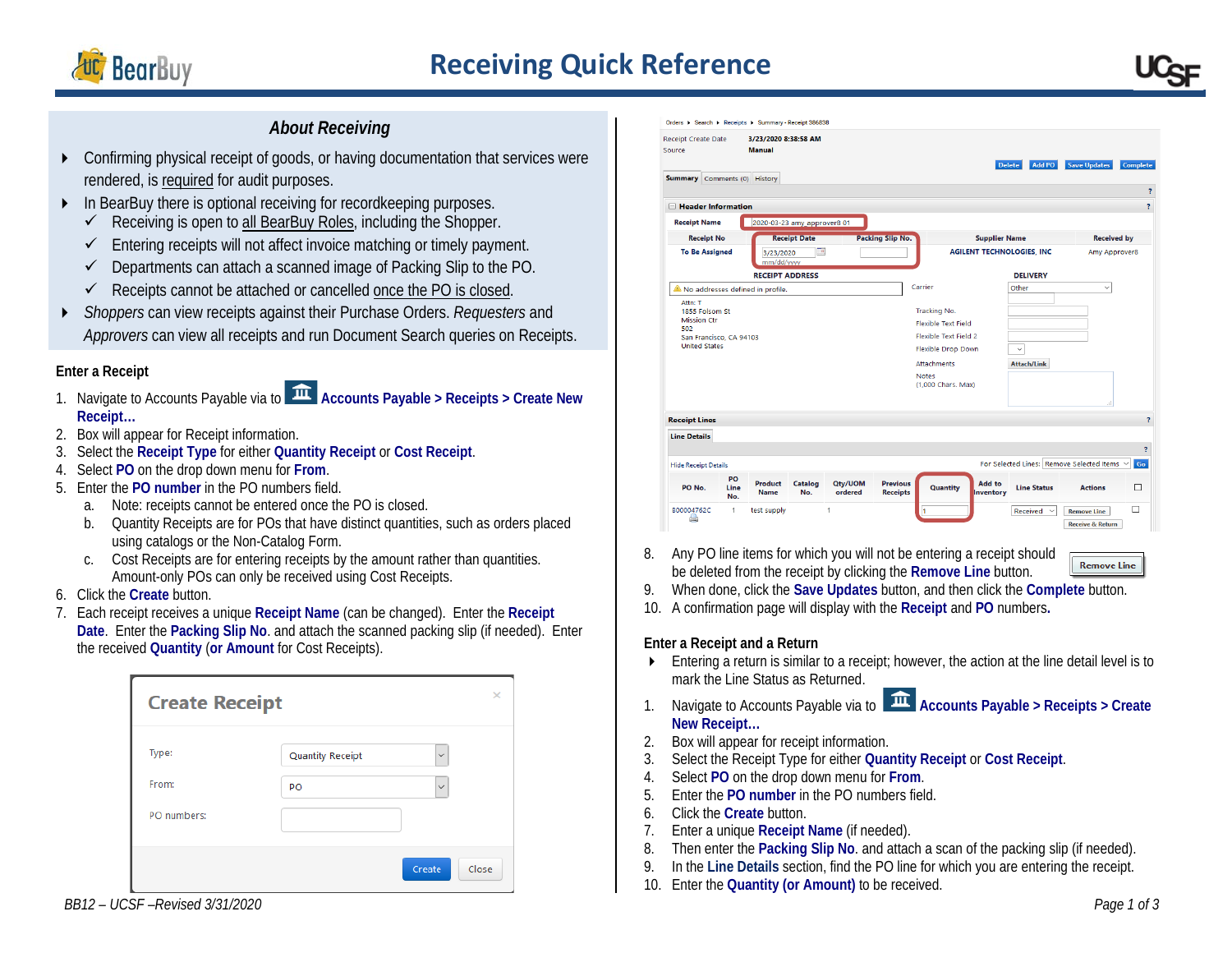# Receiving Quick Reference

## *About Receiving*

- Confirming physical receipt of goods, or having documentation that services were rendered, is required for audit purposes.
- In BearBuy there is optional receiving for recordkeeping purposes.
  - ✓ Receiving is open to all BearBuy Roles, including the Shopper.
  - ✓ Entering receipts will not affect invoice matching or timely payment.
  - ✓ Departments can attach a scanned image of Packing Slip to the PO.
  - ✓ Receipts cannot be attached or cancelled once the PO is closed.
- *Shoppers* can view receipts against their Purchase Orders. *Requesters* and *Approvers* can view all receipts and run Document Search queries on Receipts.

### Enter a Receipt

1. Navigate to Accounts Payable via to **Accounts Payable > Receipts > Create New Receipt…**
2. Box will appear for Receipt information.
3. Select the **Receipt Type** for either **Quantity Receipt** or **Cost Receipt**.
4. Select **PO** on the drop down menu for **From**.
5. Enter the **PO number** in the PO numbers field.
   a. Note: receipts cannot be entered once the PO is closed.
   b. Quantity Receipts are for POs that have distinct quantities, such as orders placed using catalogs or the Non-Catalog Form.
   c. Cost Receipts are for entering receipts by the amount rather than quantities. Amount-only POs can only be received using Cost Receipts.
6. Click the **Create** button.
7. Each receipt receives a unique **Receipt Name** (can be changed). Enter the **Receipt Date**. Enter the **Packing Slip No**. and attach the scanned packing slip (if needed). Enter the received **Quantity (or Amount** for Cost Receipts).
8. Any PO line items for which you will not be entering a receipt should be deleted from the receipt by clicking the **Remove Line** button.
9. When done, click the **Save Updates** button, and then click the **Complete** button.
10. A confirmation page will display with the **Receipt** and **PO** numbers.

### Enter a Receipt and a Return

- Entering a return is similar to a receipt; however, the action at the line detail level is to mark the Line Status as Returned.

1. Navigate to Accounts Payable via to **Accounts Payable > Receipts > Create New Receipt…**
2. Box will appear for receipt information.
3. Select the Receipt Type for either **Quantity Receipt** or **Cost Receipt**.
4. Select **PO** on the drop down menu for **From**.
5. Enter the **PO number** in the PO numbers field.
6. Click the **Create** button.
7. Enter a unique **Receipt Name** (if needed).
8. Then enter the **Packing Slip No**. and attach a scan of the packing slip (if needed).
9. In the **Line Details** section, find the PO line for which you are entering the receipt.
10. Enter the **Quantity (or Amount)** to be received.

BB12 – UCSF –Revised 3/31/2020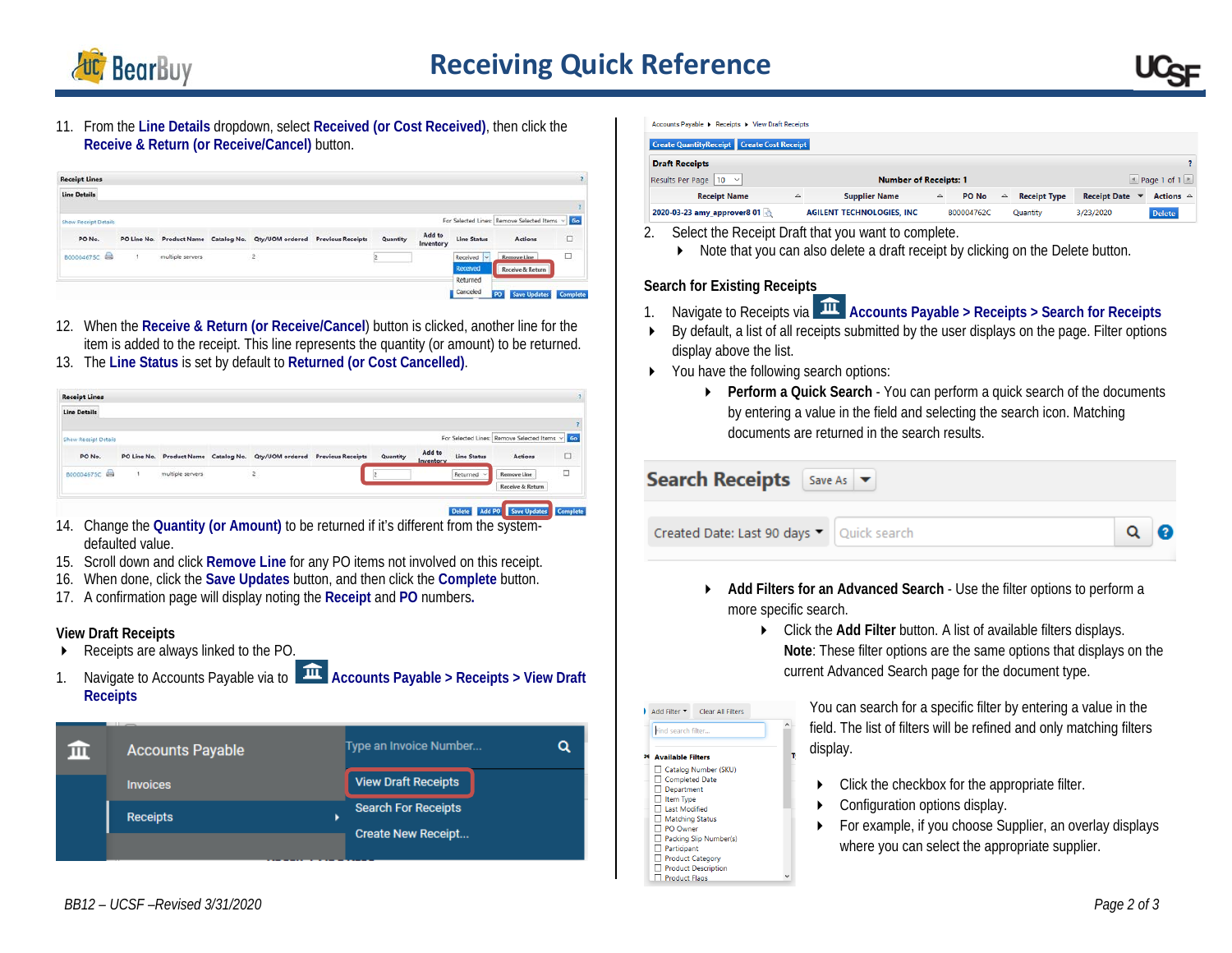11. From the **Line Details** dropdown, select **Received (or Cost Received)**, then click the **Receive & Return (or Receive/Cancel)** button.

12. When the **Receive & Return (or Receive/Cancel)** button is clicked, another line for the item is added to the receipt. This line represents the quantity (or amount) to be returned.
13. The **Line Status** is set by default to **Returned (or Cost Cancelled)**.

14. Change the **Quantity (or Amount)** to be returned if it's different from the system-defaulted value.
15. Scroll down and click **Remove Line** for any PO items not involved on this receipt.
16. When done, click the **Save Updates** button, and then click the **Complete** button.
17. A confirmation page will display noting the **Receipt** and **PO** numbers.

### View Draft Receipts

- Receipts are always linked to the PO.

1. Navigate to Accounts Payable via to **Accounts Payable > Receipts > View Draft Receipts**

2. Select the Receipt Draft that you want to complete.
   - Note that you can also delete a draft receipt by clicking on the Delete button.

### Search for Existing Receipts

1. Navigate to Receipts via **Accounts Payable > Receipts > Search for Receipts**

- By default, a list of all receipts submitted by the user displays on the page. Filter options display above the list.
- You have the following search options:
  - **Perform a Quick Search** - You can perform a quick search of the documents by entering a value in the field and selecting the search icon. Matching documents are returned in the search results.
  - **Add Filters for an Advanced Search** - Use the filter options to perform a more specific search.
    - Click the **Add Filter** button. A list of available filters displays. **Note**: These filter options are the same options that displays on the current Advanced Search page for the document type.

You can search for a specific filter by entering a value in the field. The list of filters will be refined and only matching filters display.

- Click the checkbox for the appropriate filter.
- Configuration options display.
- For example, if you choose Supplier, an overlay displays where you can select the appropriate supplier.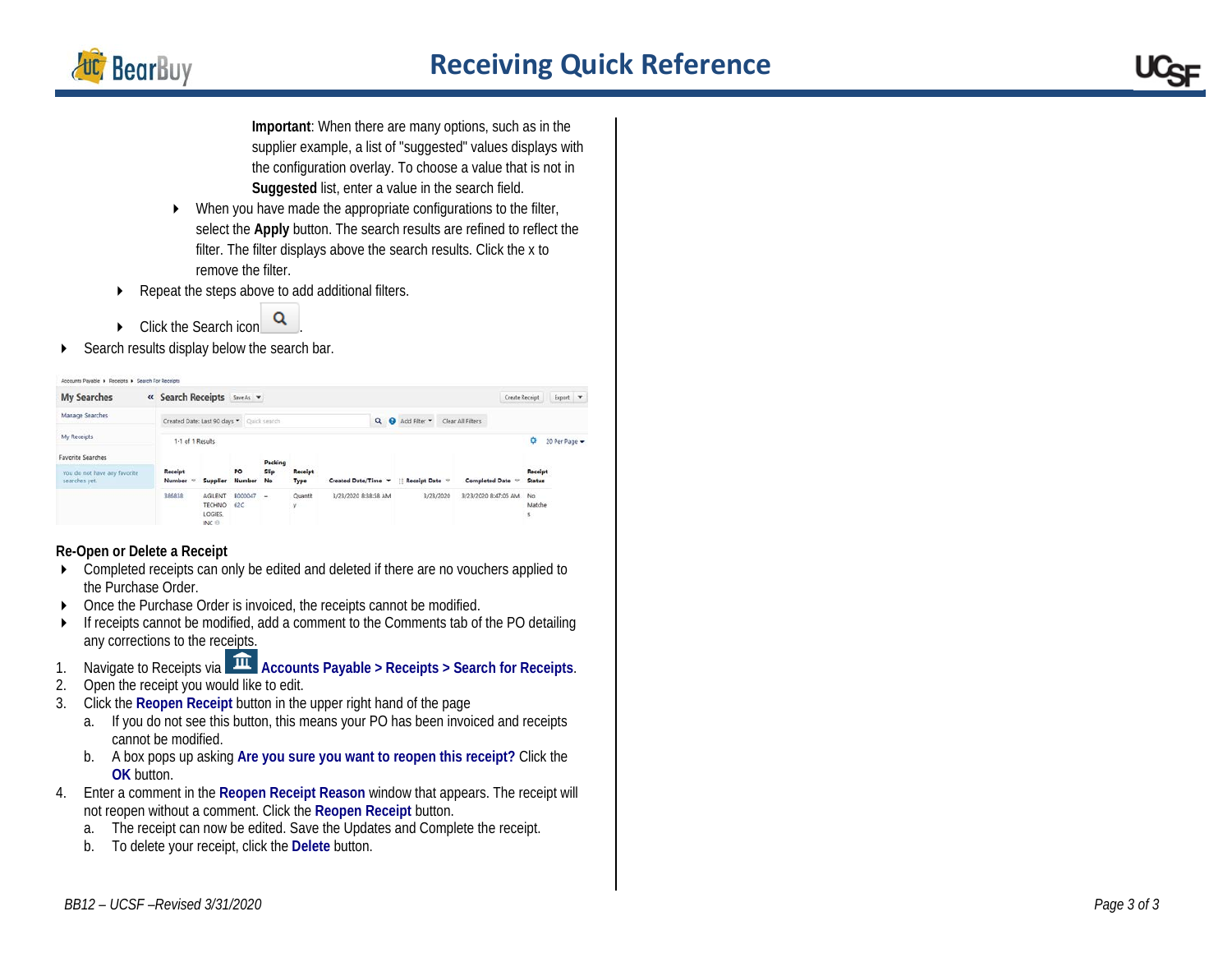**Important**: When there are many options, such as in the supplier example, a list of "suggested" values displays with the configuration overlay. To choose a value that is not in **Suggested** list, enter a value in the search field.

- When you have made the appropriate configurations to the filter, select the **Apply** button. The search results are refined to reflect the filter. The filter displays above the search results. Click the x to remove the filter.
- Repeat the steps above to add additional filters.
- Click the Search icon .
- Search results display below the search bar.

## Re-Open or Delete a Receipt

- Completed receipts can only be edited and deleted if there are no vouchers applied to the Purchase Order.
- Once the Purchase Order is invoiced, the receipts cannot be modified.
- If receipts cannot be modified, add a comment to the Comments tab of the PO detailing any corrections to the receipts.

1. Navigate to Receipts via **Accounts Payable > Receipts > Search for Receipts**.
2. Open the receipt you would like to edit.
3. Click the **Reopen Receipt** button in the upper right hand of the page
   a. If you do not see this button, this means your PO has been invoiced and receipts cannot be modified.
   b. A box pops up asking **Are you sure you want to reopen this receipt?** Click the **OK** button.
4. Enter a comment in the **Reopen Receipt Reason** window that appears. The receipt will not reopen without a comment. Click the **Reopen Receipt** button.
   a. The receipt can now be edited. Save the Updates and Complete the receipt.
   b. To delete your receipt, click the **Delete** button.

*BB12 – UCSF –Revised 3/31/2020*